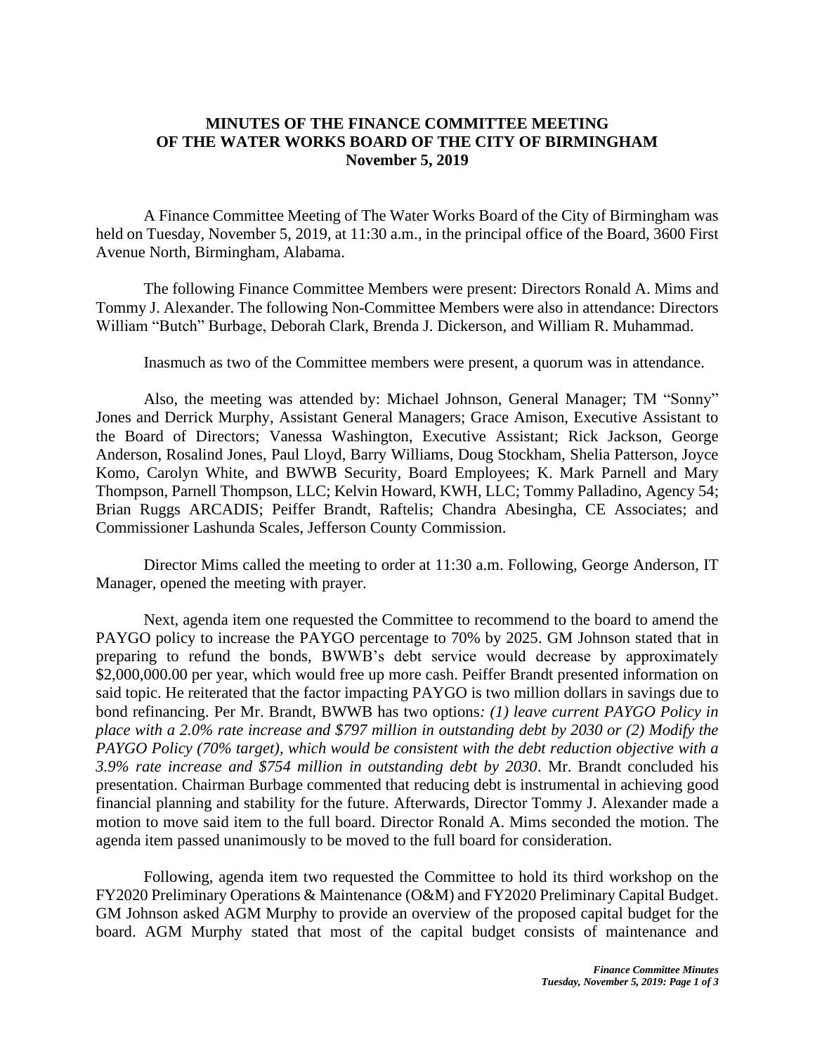# MINUTES OF THE FINANCE COMMITTEE MEETING OF THE WATER WORKS BOARD OF THE CITY OF BIRMINGHAM

**November 5, 2019**

A Finance Committee Meeting of The Water Works Board of the City of Birmingham was held on Tuesday, November 5, 2019, at 11:30 a.m., in the principal office of the Board, 3600 First Avenue North, Birmingham, Alabama.

The following Finance Committee Members were present: Directors Ronald A. Mims and Tommy J. Alexander. The following Non-Committee Members were also in attendance: Directors William "Butch" Burbage, Deborah Clark, Brenda J. Dickerson, and William R. Muhammad.

Inasmuch as two of the Committee members were present, a quorum was in attendance.

Also, the meeting was attended by: Michael Johnson, General Manager; TM "Sonny" Jones and Derrick Murphy, Assistant General Managers; Grace Amison, Executive Assistant to the Board of Directors; Vanessa Washington, Executive Assistant; Rick Jackson, George Anderson, Rosalind Jones, Paul Lloyd, Barry Williams, Doug Stockham, Shelia Patterson, Joyce Komo, Carolyn White, and BWWB Security, Board Employees; K. Mark Parnell and Mary Thompson, Parnell Thompson, LLC; Kelvin Howard, KWH, LLC; Tommy Palladino, Agency 54; Brian Ruggs ARCADIS; Peiffer Brandt, Raftelis; Chandra Abesingha, CE Associates; and Commissioner Lashunda Scales, Jefferson County Commission.

Director Mims called the meeting to order at 11:30 a.m. Following, George Anderson, IT Manager, opened the meeting with prayer.

Next, agenda item one requested the Committee to recommend to the board to amend the PAYGO policy to increase the PAYGO percentage to 70% by 2025. GM Johnson stated that in preparing to refund the bonds, BWWB's debt service would decrease by approximately $2,000,000.00 per year, which would free up more cash. Peiffer Brandt presented information on said topic. He reiterated that the factor impacting PAYGO is two million dollars in savings due to bond refinancing. Per Mr. Brandt, BWWB has two options*: (1) leave current PAYGO Policy in place with a 2.0% rate increase and $797 million in outstanding debt by 2030 or (2) Modify the PAYGO Policy (70% target), which would be consistent with the debt reduction objective with a 3.9% rate increase and $754 million in outstanding debt by 2030*. Mr. Brandt concluded his presentation. Chairman Burbage commented that reducing debt is instrumental in achieving good financial planning and stability for the future. Afterwards, Director Tommy J. Alexander made a motion to move said item to the full board. Director Ronald A. Mims seconded the motion. The agenda item passed unanimously to be moved to the full board for consideration.

Following, agenda item two requested the Committee to hold its third workshop on the FY2020 Preliminary Operations & Maintenance (O&M) and FY2020 Preliminary Capital Budget. GM Johnson asked AGM Murphy to provide an overview of the proposed capital budget for the board. AGM Murphy stated that most of the capital budget consists of maintenance and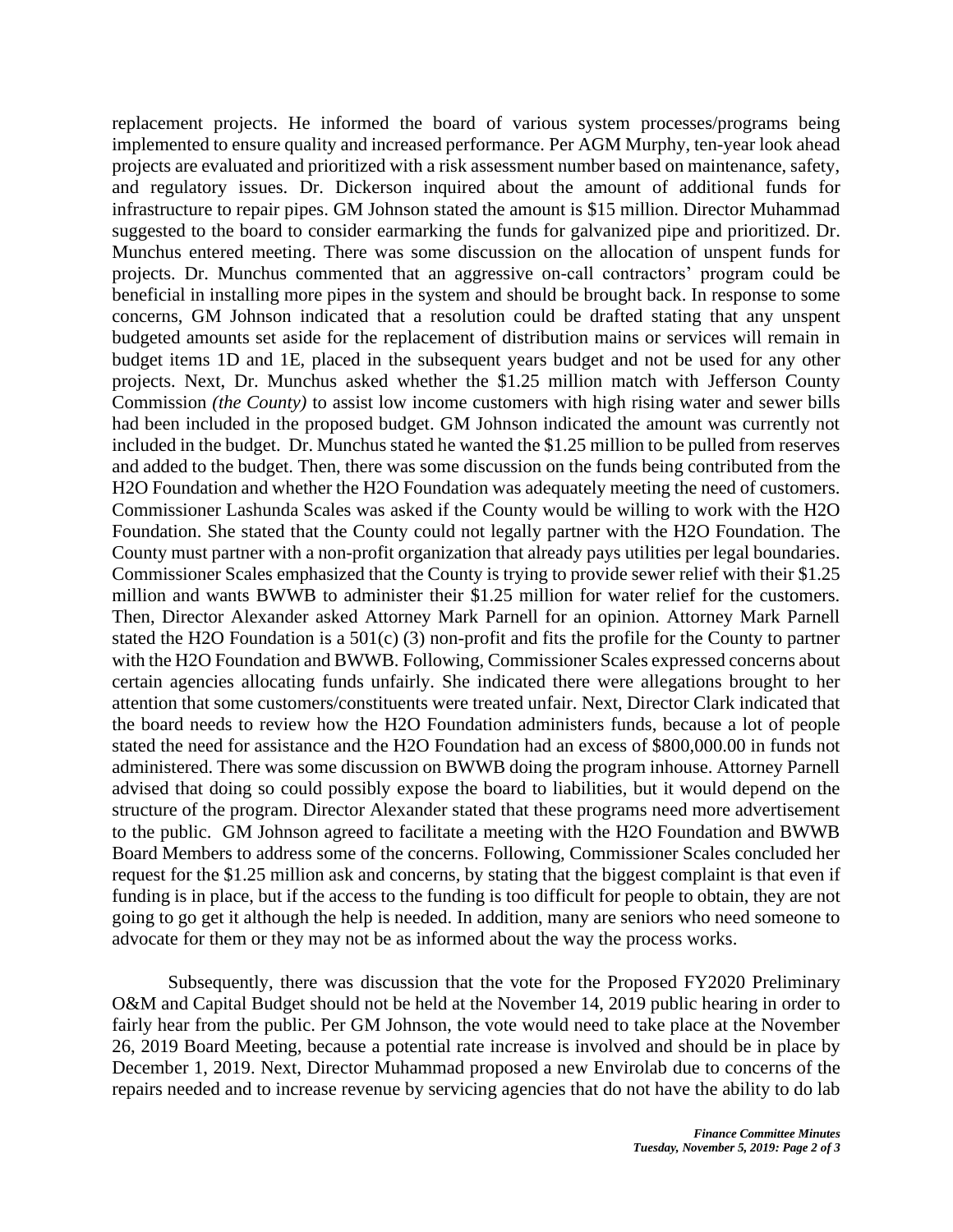replacement projects. He informed the board of various system processes/programs being implemented to ensure quality and increased performance. Per AGM Murphy, ten-year look ahead projects are evaluated and prioritized with a risk assessment number based on maintenance, safety, and regulatory issues. Dr. Dickerson inquired about the amount of additional funds for infrastructure to repair pipes. GM Johnson stated the amount is $15 million. Director Muhammad suggested to the board to consider earmarking the funds for galvanized pipe and prioritized. Dr. Munchus entered meeting. There was some discussion on the allocation of unspent funds for projects. Dr. Munchus commented that an aggressive on-call contractors' program could be beneficial in installing more pipes in the system and should be brought back. In response to some concerns, GM Johnson indicated that a resolution could be drafted stating that any unspent budgeted amounts set aside for the replacement of distribution mains or services will remain in budget items 1D and 1E, placed in the subsequent years budget and not be used for any other projects. Next, Dr. Munchus asked whether the $1.25 million match with Jefferson County Commission *(the County)* to assist low income customers with high rising water and sewer bills had been included in the proposed budget. GM Johnson indicated the amount was currently not included in the budget. Dr. Munchus stated he wanted the $1.25 million to be pulled from reserves and added to the budget. Then, there was some discussion on the funds being contributed from the H2O Foundation and whether the H2O Foundation was adequately meeting the need of customers. Commissioner Lashunda Scales was asked if the County would be willing to work with the H2O Foundation. She stated that the County could not legally partner with the H2O Foundation. The County must partner with a non-profit organization that already pays utilities per legal boundaries. Commissioner Scales emphasized that the County is trying to provide sewer relief with their $1.25 million and wants BWWB to administer their $1.25 million for water relief for the customers. Then, Director Alexander asked Attorney Mark Parnell for an opinion. Attorney Mark Parnell stated the H2O Foundation is a 501(c) (3) non-profit and fits the profile for the County to partner with the H2O Foundation and BWWB. Following, Commissioner Scales expressed concerns about certain agencies allocating funds unfairly. She indicated there were allegations brought to her attention that some customers/constituents were treated unfair. Next, Director Clark indicated that the board needs to review how the H2O Foundation administers funds, because a lot of people stated the need for assistance and the H2O Foundation had an excess of $800,000.00 in funds not administered. There was some discussion on BWWB doing the program inhouse. Attorney Parnell advised that doing so could possibly expose the board to liabilities, but it would depend on the structure of the program. Director Alexander stated that these programs need more advertisement to the public. GM Johnson agreed to facilitate a meeting with the H2O Foundation and BWWB Board Members to address some of the concerns. Following, Commissioner Scales concluded her request for the $1.25 million ask and concerns, by stating that the biggest complaint is that even if funding is in place, but if the access to the funding is too difficult for people to obtain, they are not going to go get it although the help is needed. In addition, many are seniors who need someone to advocate for them or they may not be as informed about the way the process works.

Subsequently, there was discussion that the vote for the Proposed FY2020 Preliminary O&M and Capital Budget should not be held at the November 14, 2019 public hearing in order to fairly hear from the public. Per GM Johnson, the vote would need to take place at the November 26, 2019 Board Meeting, because a potential rate increase is involved and should be in place by December 1, 2019. Next, Director Muhammad proposed a new Envirolab due to concerns of the repairs needed and to increase revenue by servicing agencies that do not have the ability to do lab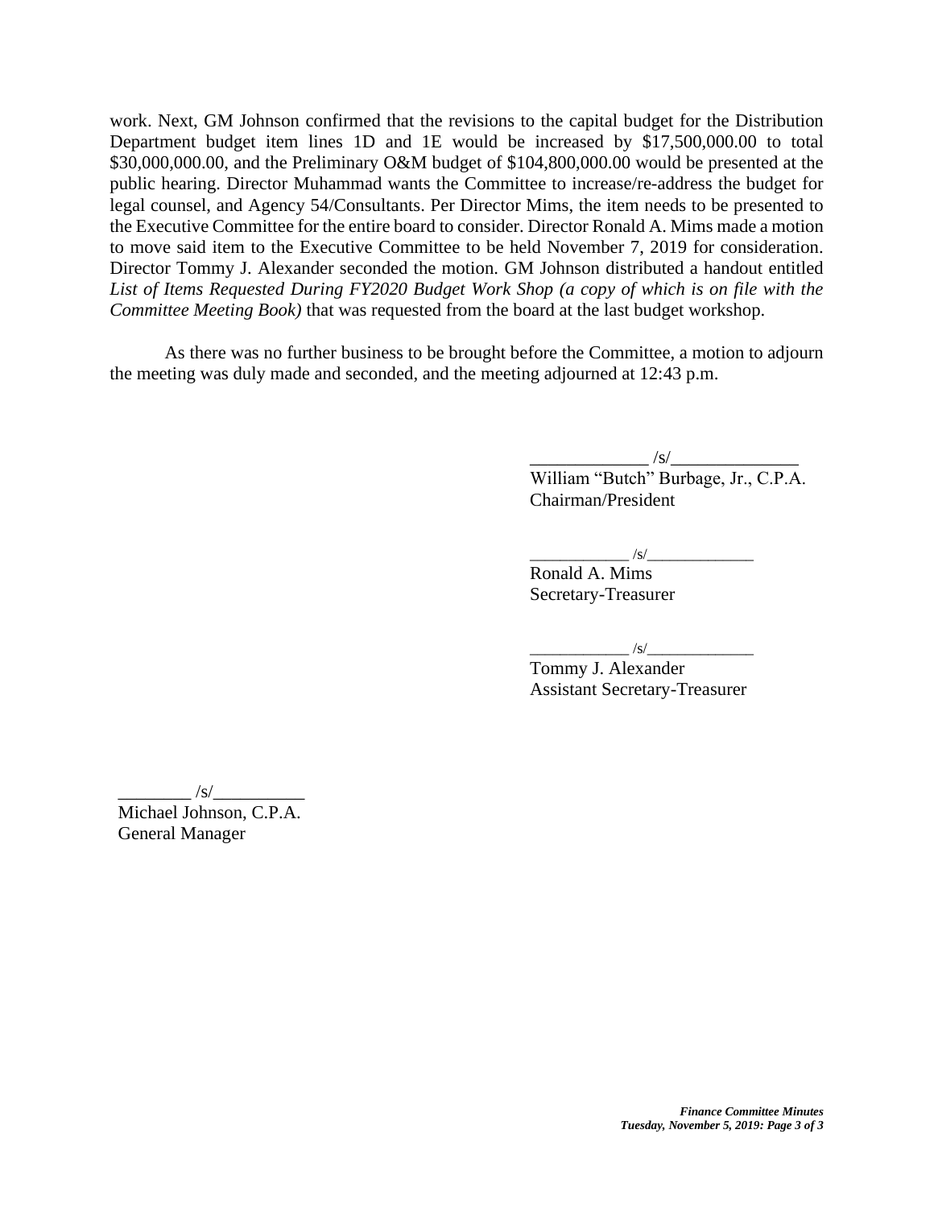work. Next, GM Johnson confirmed that the revisions to the capital budget for the Distribution Department budget item lines 1D and 1E would be increased by $17,500,000.00 to total $30,000,000.00, and the Preliminary O&M budget of $104,800,000.00 would be presented at the public hearing. Director Muhammad wants the Committee to increase/re-address the budget for legal counsel, and Agency 54/Consultants. Per Director Mims, the item needs to be presented to the Executive Committee for the entire board to consider. Director Ronald A. Mims made a motion to move said item to the Executive Committee to be held November 7, 2019 for consideration. Director Tommy J. Alexander seconded the motion. GM Johnson distributed a handout entitled *List of Items Requested During FY2020 Budget Work Shop (a copy of which is on file with the Committee Meeting Book)* that was requested from the board at the last budget workshop.

As there was no further business to be brought before the Committee, a motion to adjourn the meeting was duly made and seconded, and the meeting adjourned at 12:43 p.m.

_____________ /s/______________
William "Butch" Burbage, Jr., C.P.A.
Chairman/President

____________ /s/_____________
Ronald A. Mims
Secretary-Treasurer

____________ /s/_____________
Tommy J. Alexander
Assistant Secretary-Treasurer

________ /s/__________
Michael Johnson, C.P.A.
General Manager